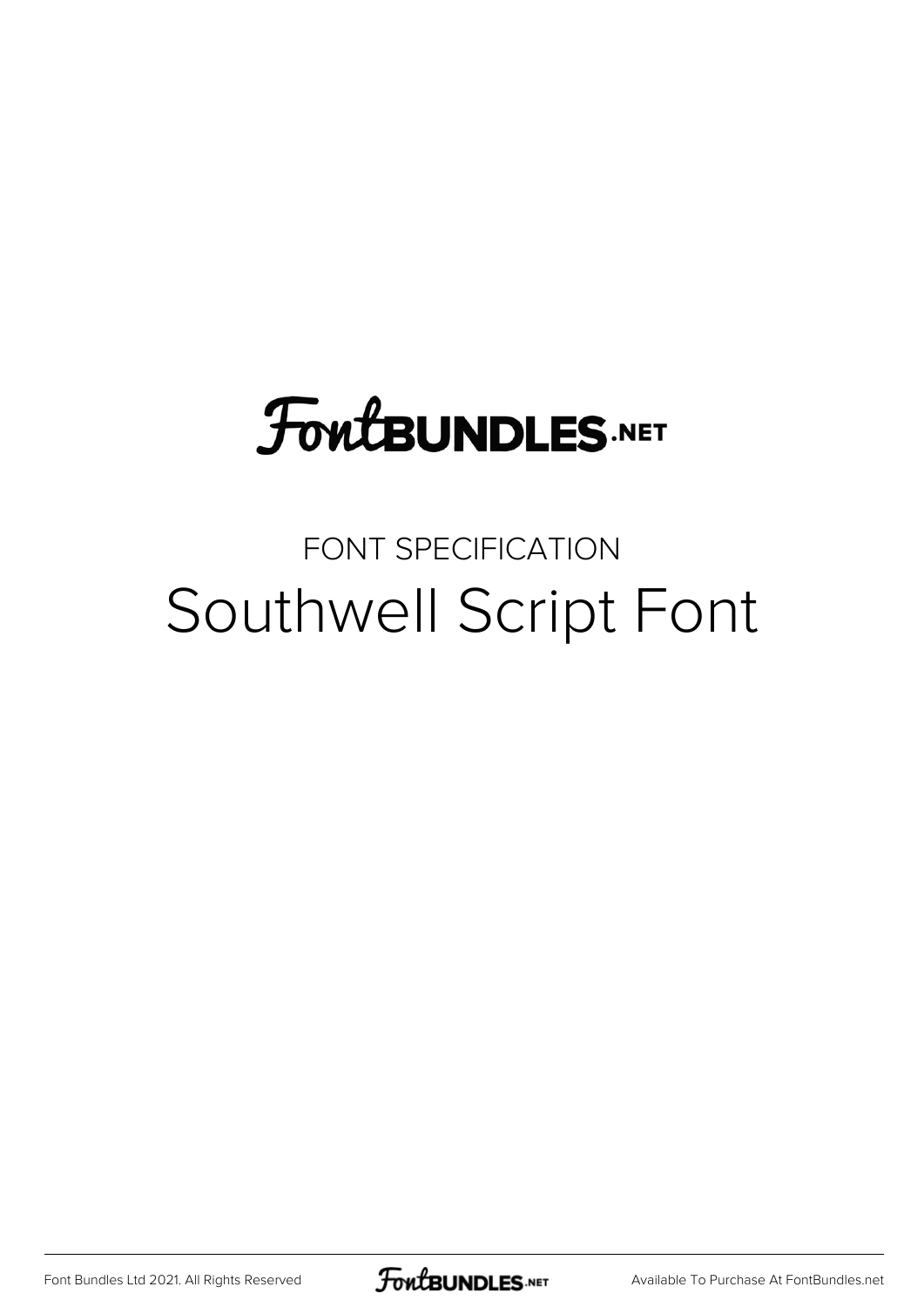# FontBUNDLES.NET

FONT SPECIFICATION

## Southwell Script Font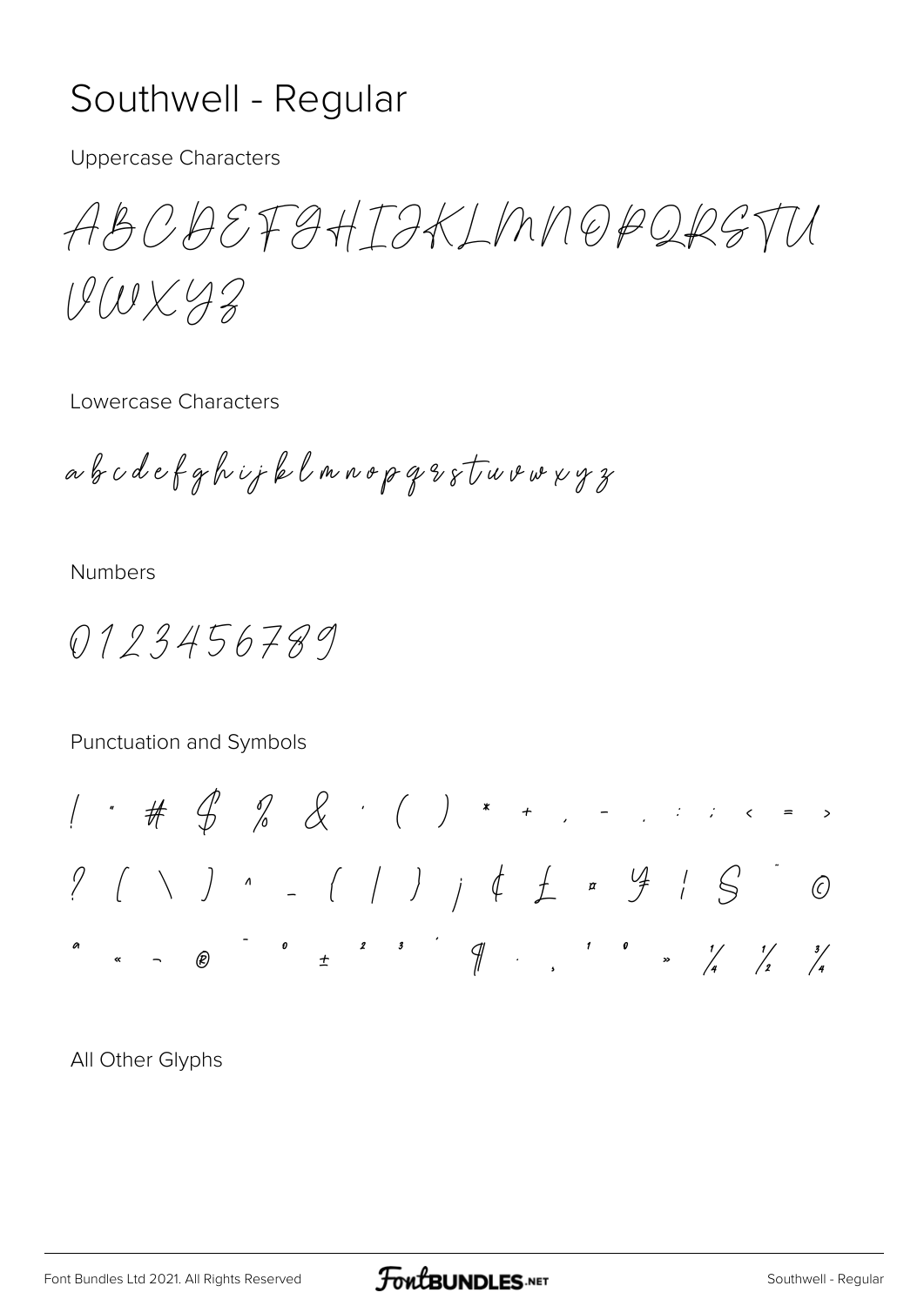# Southwell - Regular

Uppercase Characters

ABCDEFGHIJKLMNOPQRSTU
VWXYZ

Lowercase Characters

a b c d e f g h i j k l m n o p q r s t u v w x y z

Numbers

0123456789

Punctuation and Symbols

! " # $ % & ' ( ) * + , - . : ; < = >
? [ \ ] ^ _ { | } ¡ ¢ £ ¤ ¥ ¦ § ¨ ©
ª « ¬ ® ¯ ° ± ² ³ ´ ¶ · ¸ ¹ º » ¼ ½ ¾

All Other Glyphs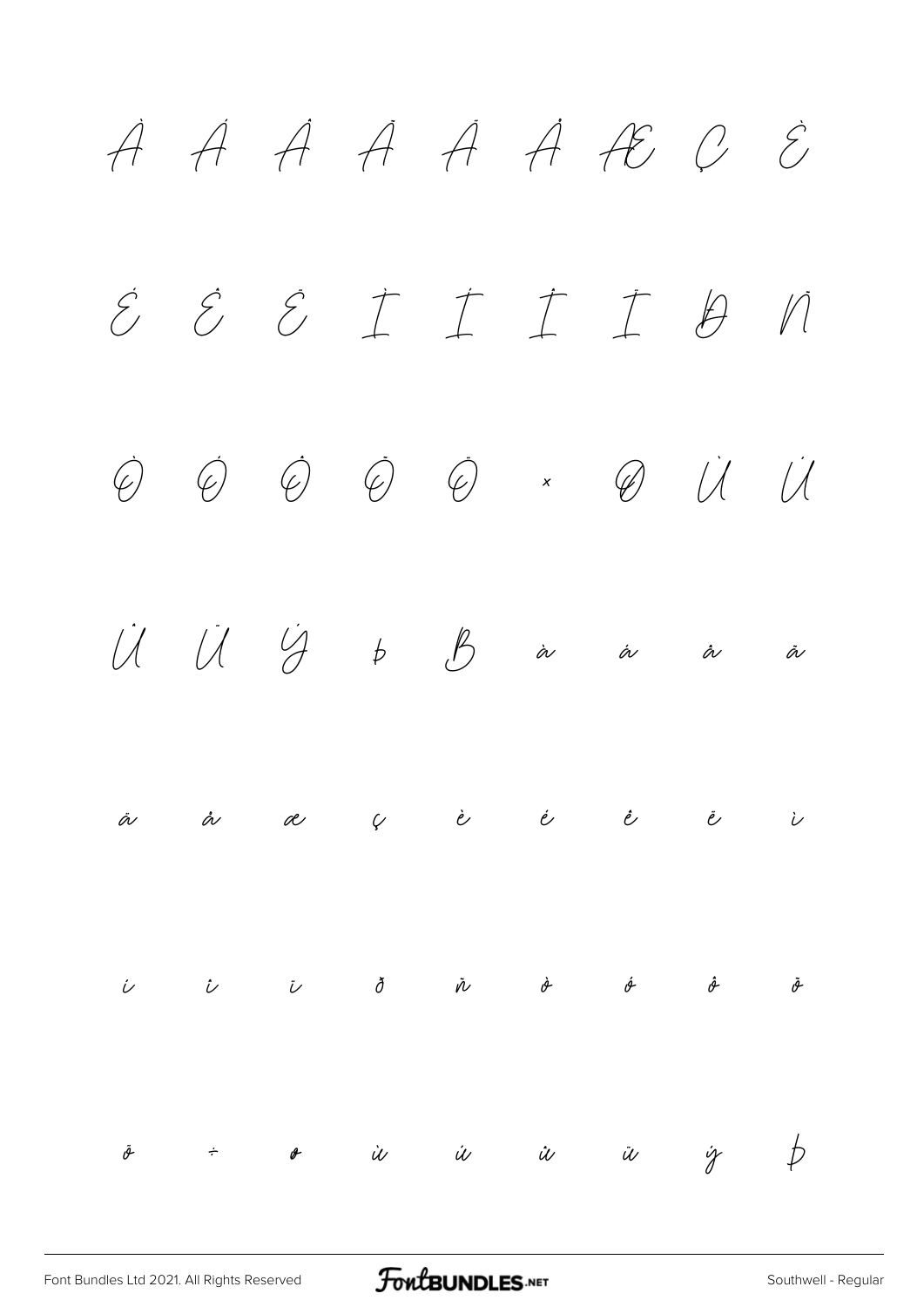À Á Â Ã Ä Å Æ Ç È

É Ê Ë Ì Í Î Ï Ð Ñ

Ò Ó Ô Õ Ö × Ø Ù Ú

Û Ü Ý Þ ß à á â ã

ä å æ ç è é ê ë ì

í î ï ð ñ ò ó ô õ

ö ÷ ø ù ú û ü ý þ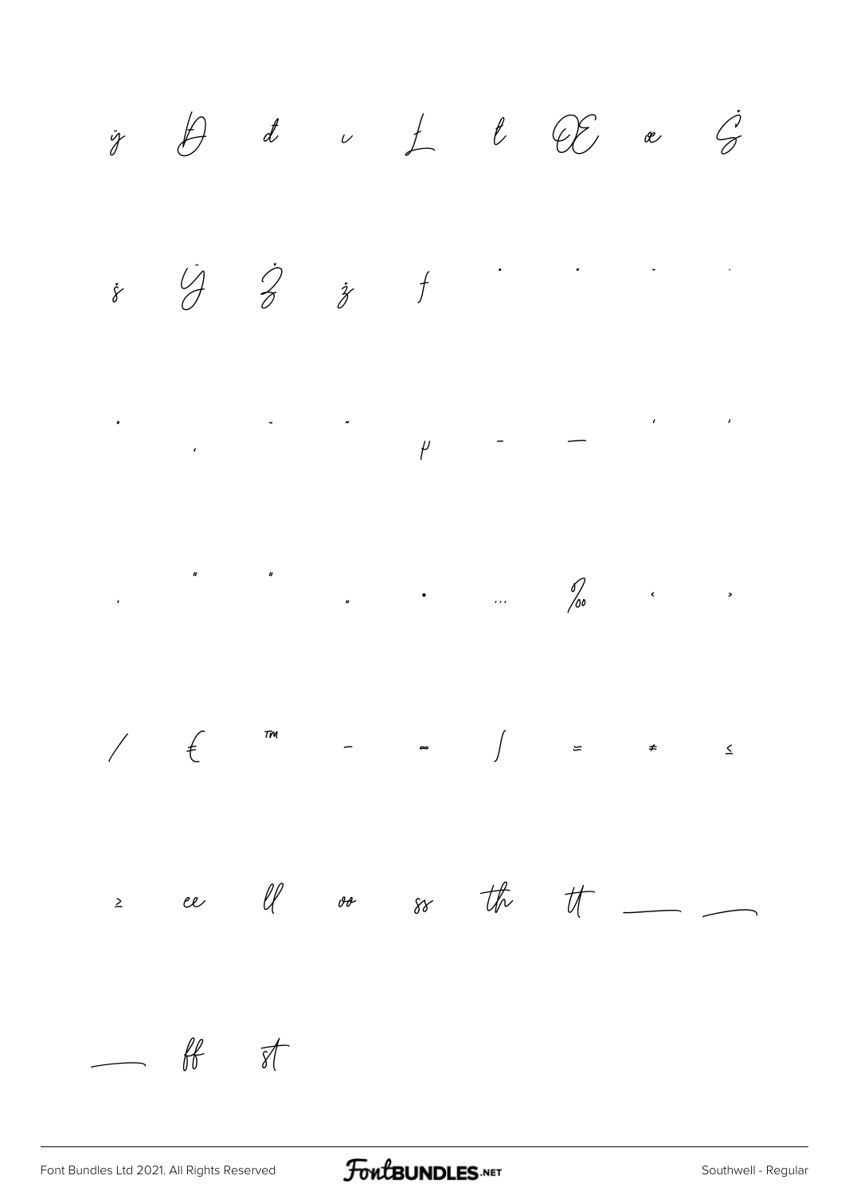ÿ Đ đ ı Ł ł Œ œ Š

š Ÿ Ž ž ƒ ˆ ˇ ˘ ˙

˚ ˛ ˜ ˝ μ – — ' '

‚ " " „ • … ‰ ‹ ›

⁄ € ™ − ∞ ∫ ≈ ≠ ≤

≥ ee ll oo ss th tt — —

— ff st